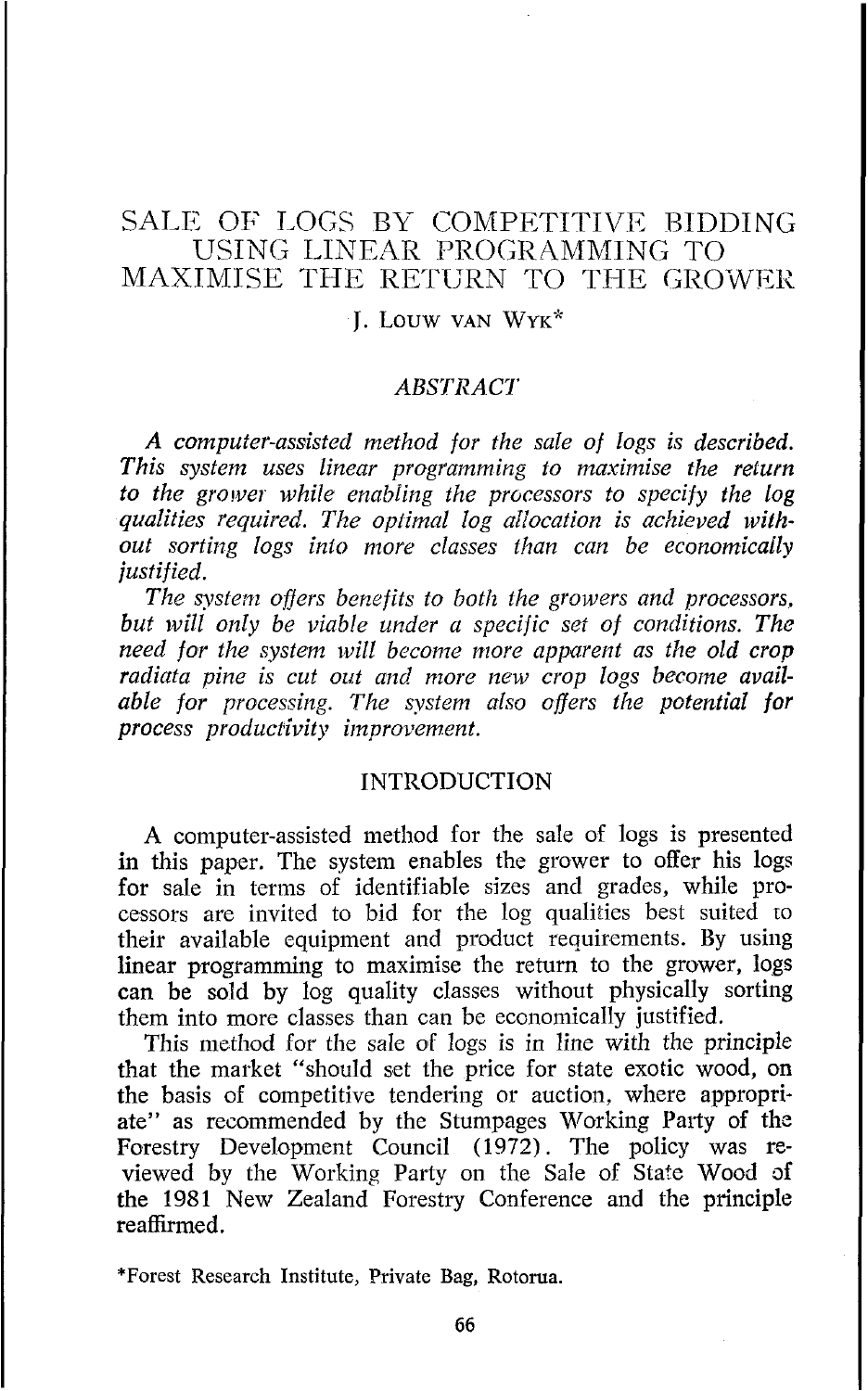# SALE OF LOGS BY COMPETITIVE BIDDING USING LINEAR PROGRAMMING TO MAXIMISE THE RETURN TO THE GROWER

J. LOUW VAN WYK*

## ABSTRACT

*A computer-assisted method for the sale of logs is described. This system uses linear programming to maximise the return to the grower while enabling the processors to specify the log qualities required. The optimal log allocation is achieved without sorting logs into more classes than can be economically justified.*

*The system offers benefits to both the growers and processors, but will only be viable under a specific set of conditions. The need for the system will become more apparent as the old crop radiata pine is cut out and more new crop logs become available for processing. The system also offers the potential for process productivity improvement.*

## INTRODUCTION

A computer-assisted method for the sale of logs is presented in this paper. The system enables the grower to offer his logs for sale in terms of identifiable sizes and grades, while processors are invited to bid for the log qualities best suited to their available equipment and product requirements. By using linear programming to maximise the return to the grower, logs can be sold by log quality classes without physically sorting them into more classes than can be economically justified.

This method for the sale of logs is in line with the principle that the market "should set the price for state exotic wood, on the basis of competitive tendering or auction, where appropriate" as recommended by the Stumpages Working Party of the Forestry Development Council (1972). The policy was reviewed by the Working Party on the Sale of State Wood of the 1981 New Zealand Forestry Conference and the principle reaffirmed.

*Forest Research Institute, Private Bag, Rotorua.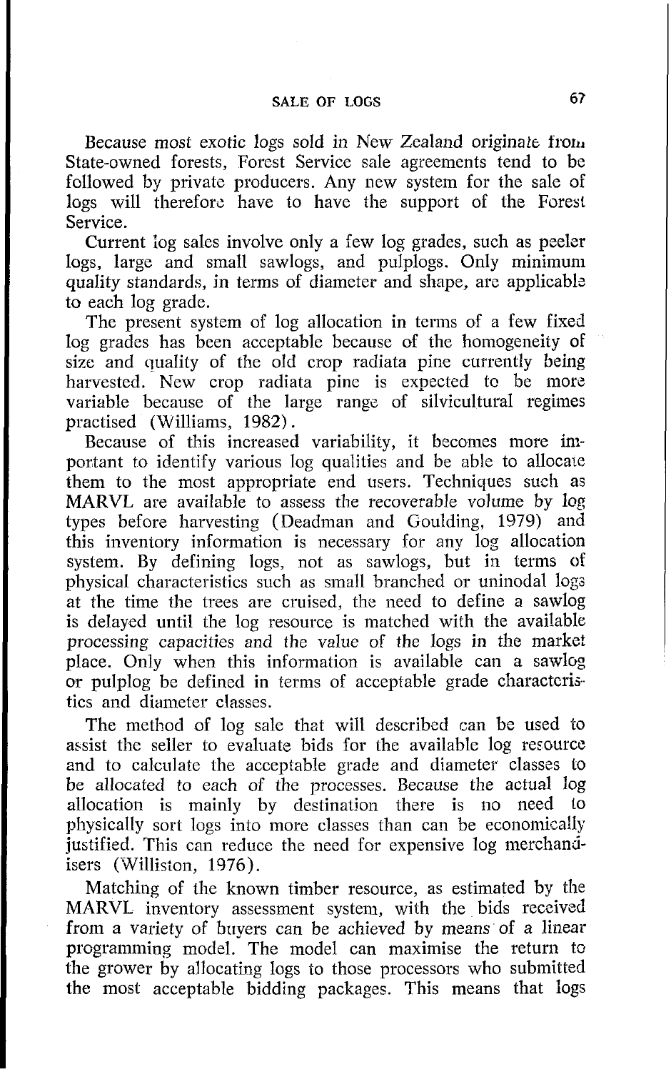Because most exotic logs sold in New Zealand originate from State-owned forests, Forest Service sale agreements tend to be followed by private producers. Any new system for the sale of logs will therefore have to have the support of the Forest Service.

Current log sales involve only a few log grades, such as peeler logs, large and small sawlogs, and pulplogs. Only minimum quality standards, in terms of diameter and shape, are applicable to each log grade.

The present system of log allocation in terms of a few fixed log grades has been acceptable because of the homogeneity of size and quality of the old crop radiata pine currently being harvested. New crop radiata pine is expected to be more variable because of the large range of silvicultural regimes practised (Williams, 1982).

Because of this increased variability, it becomes more important to identify various log qualities and be able to allocate them to the most appropriate end users. Techniques such as MARVL are available to assess the recoverable volume by log types before harvesting (Deadman and Goulding, 1979) and this inventory information is necessary for any log allocation system. By defining logs, not as sawlogs, but in terms of physical characteristics such as small branched or uninodal logs at the time the trees are cruised, the need to define a sawlog is delayed until the log resource is matched with the available processing capacities and the value of the logs in the market place. Only when this information is available can a sawlog or pulplog be defined in terms of acceptable grade characteristics and diameter classes.

The method of log sale that will described can be used to assist the seller to evaluate bids for the available log resource and to calculate the acceptable grade and diameter classes to be allocated to each of the processes. Because the actual log allocation is mainly by destination there is no need to physically sort logs into more classes than can be economically justified. This can reduce the need for expensive log merchandisers (Williston, 1976).

Matching of the known timber resource, as estimated by the MARVL inventory assessment system, with the bids received from a variety of buyers can be achieved by means of a linear programming model. The model can maximise the return to the grower by allocating logs to those processors who submitted the most acceptable bidding packages. This means that logs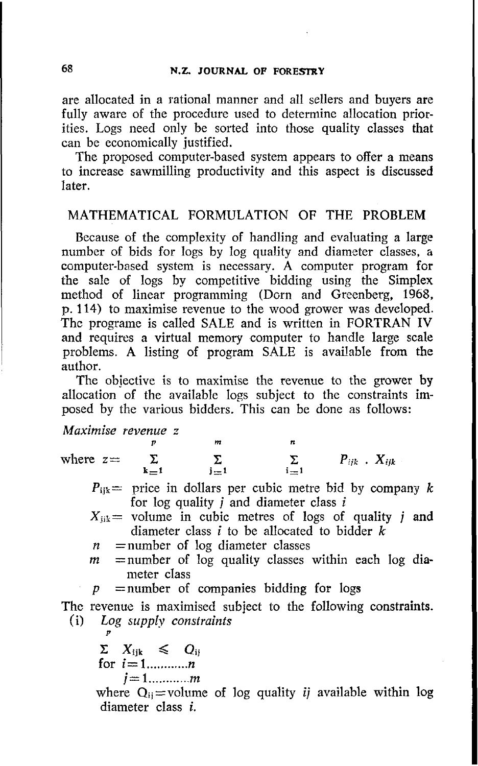are allocated in a rational manner and all sellers and buyers are fully aware of the procedure used to determine allocation priorities. Logs need only be sorted into those quality classes that can be economically justified.

The proposed computer-based system appears to offer a means to increase sawmilling productivity and this aspect is discussed later.

## MATHEMATICAL FORMULATION OF THE PROBLEM

Because of the complexity of handling and evaluating a large number of bids for logs by log quality and diameter classes, a computer-based system is necessary. A computer program for the sale of logs by competitive bidding using the Simplex method of linear programming (Dorn and Greenberg, 1968, p. 114) to maximise revenue to the wood grower was developed. The programe is called SALE and is written in FORTRAN IV and requires a virtual memory computer to handle large scale problems. A listing of program SALE is available from the author.

The objective is to maximise the revenue to the grower by allocation of the available logs subject to the constraints imposed by the various bidders. This can be done as follows:

*Maximise revenue z*

where $z = \sum_{k=1}^{p} \sum_{j=1}^{m} \sum_{i=1}^{n} P_{ijk} \cdot X_{ijk}$

- $P_{ijk}$ = price in dollars per cubic metre bid by company $k$ for log quality $j$ and diameter class $i$
- $X_{ijk}$ = volume in cubic metres of logs of quality $j$ and diameter class $i$ to be allocated to bidder $k$
- $n$ = number of log diameter classes
- $m$ = number of log quality classes within each log diameter class
- $p$ = number of companies bidding for logs

The revenue is maximised subject to the following constraints.

(i) *Log supply constraints*

$$\sum^{p} X_{ijk} \leqslant Q_{ij}$$

for $i = 1 \ldots\ldots\ldots\ldots n$

$j = 1 \ldots\ldots\ldots\ldots m$

where $Q_{ij}$ = volume of log quality $ij$ available within log diameter class $i$.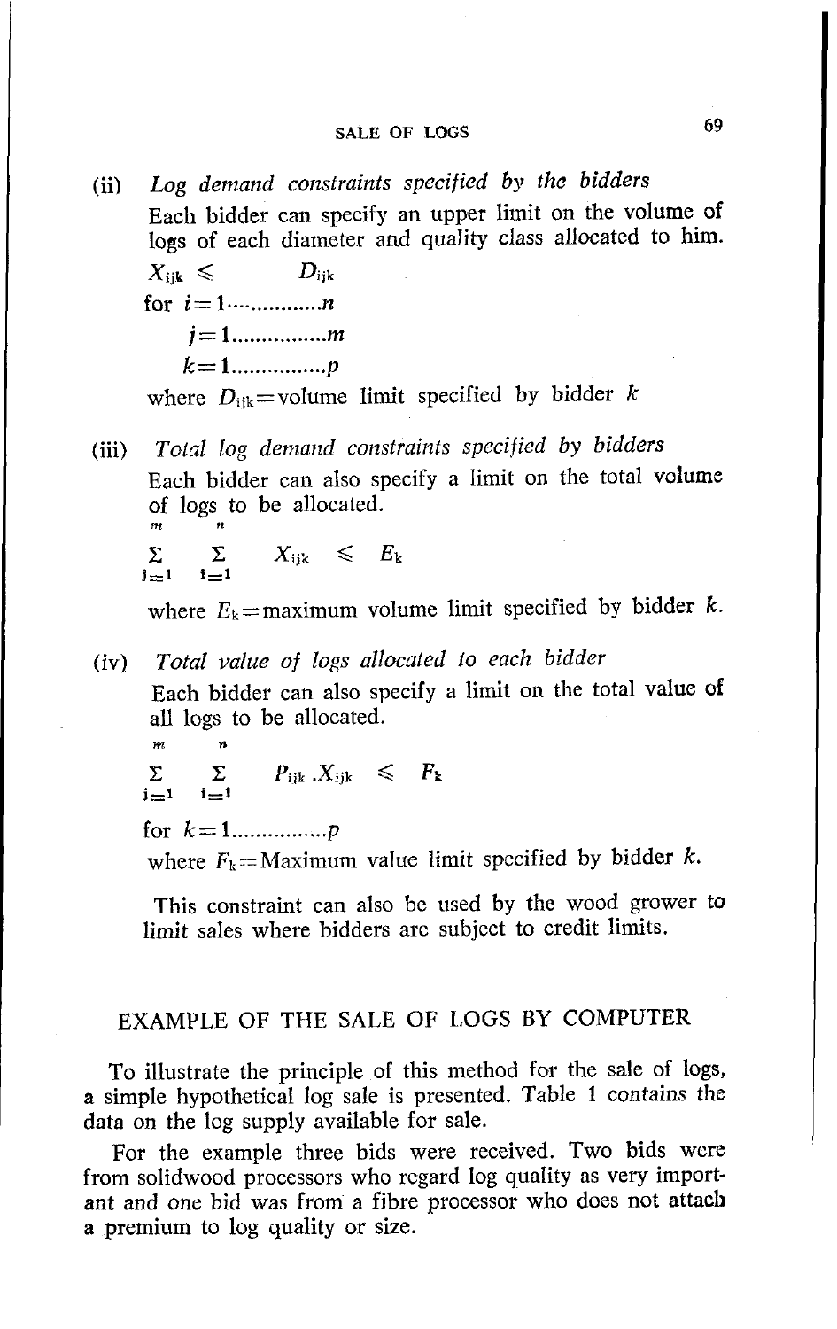(ii) *Log demand constraints specified by the bidders*

Each bidder can specify an upper limit on the volume of logs of each diameter and quality class allocated to him.

$$X_{ijk} \leqslant D_{ijk}$$

for $i = 1 \ldots\ldots\ldots\ldots n$

$j = 1 \ldots\ldots\ldots\ldots m$

$k = 1 \ldots\ldots\ldots\ldots p$

where $D_{ijk}$ = volume limit specified by bidder $k$

(iii) *Total log demand constraints specified by bidders*

Each bidder can also specify a limit on the total volume of logs to be allocated.

$$\sum_{j=1}^{m} \sum_{i=1}^{n} X_{ijk} \leqslant E_k$$

where $E_k$ = maximum volume limit specified by bidder $k$.

(iv) *Total value of logs allocated to each bidder*

Each bidder can also specify a limit on the total value of all logs to be allocated.

$$\sum_{j=1}^{m} \sum_{i=1}^{n} P_{ijk} \, . X_{ijk} \leqslant F_k$$

for $k = 1 \ldots\ldots\ldots\ldots p$

where $F_k$ = Maximum value limit specified by bidder $k$.

This constraint can also be used by the wood grower to limit sales where bidders are subject to credit limits.

## EXAMPLE OF THE SALE OF LOGS BY COMPUTER

To illustrate the principle of this method for the sale of logs, a simple hypothetical log sale is presented. Table 1 contains the data on the log supply available for sale.

For the example three bids were received. Two bids were from solidwood processors who regard log quality as very important and one bid was from a fibre processor who does not attach a premium to log quality or size.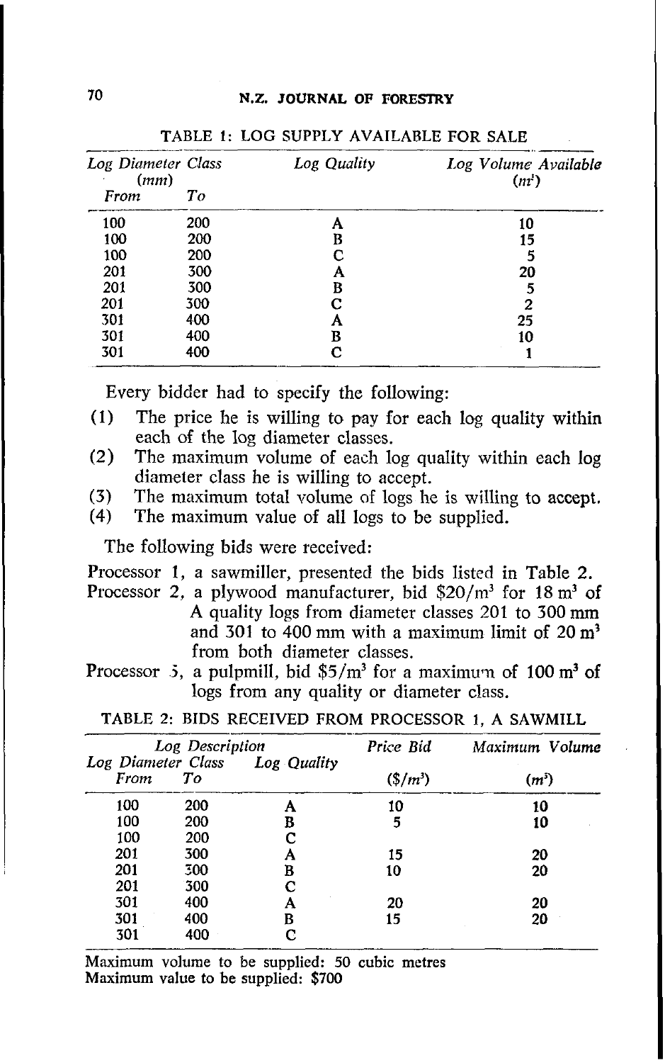TABLE 1: LOG SUPPLY AVAILABLE FOR SALE

| Log Diameter Class (mm) | | Log Quality | Log Volume Available ($m^3$) |
|---|---|---|---|
| From | To | | |
| 100 | 200 | A | 10 |
| 100 | 200 | B | 15 |
| 100 | 200 | C | 5 |
| 201 | 300 | A | 20 |
| 201 | 300 | B | 5 |
| 201 | 300 | C | 2 |
| 301 | 400 | A | 25 |
| 301 | 400 | B | 10 |
| 301 | 400 | C | 1 |

Every bidder had to specify the following:

(1) The price he is willing to pay for each log quality within each of the log diameter classes.
(2) The maximum volume of each log quality within each log diameter class he is willing to accept.
(3) The maximum total volume of logs he is willing to accept.
(4) The maximum value of all logs to be supplied.

The following bids were received:

Processor 1, a sawmiller, presented the bids listed in Table 2.

Processor 2, a plywood manufacturer, bid $20/m^3 for 18 m^3 of A quality logs from diameter classes 201 to 300 mm and 301 to 400 mm with a maximum limit of 20 m^3 from both diameter classes.

Processor 3, a pulpmill, bid $5/m^3 for a maximum of 100 m^3 of logs from any quality or diameter class.

TABLE 2: BIDS RECEIVED FROM PROCESSOR 1, A SAWMILL

| Log Description | | | Price Bid | Maximum Volume |
|---|---|---|---|---|
| Log Diameter Class | | Log Quality | | |
| From | To | | ($/m^3) | ($m^3$) |
| 100 | 200 | A | 10 | 10 |
| 100 | 200 | B | 5 | 10 |
| 100 | 200 | C | | |
| 201 | 300 | A | 15 | 20 |
| 201 | 300 | B | 10 | 20 |
| 201 | 300 | C | | |
| 301 | 400 | A | 20 | 20 |
| 301 | 400 | B | 15 | 20 |
| 301 | 400 | C | | |

Maximum volume to be supplied: 50 cubic metres
Maximum value to be supplied: $700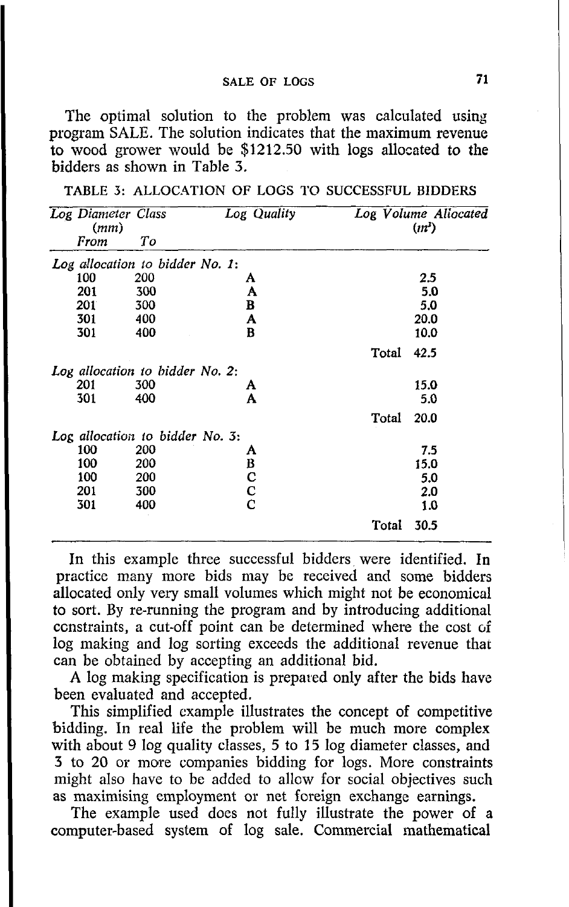The optimal solution to the problem was calculated using program SALE. The solution indicates that the maximum revenue to wood grower would be $1212.50 with logs allocated to the bidders as shown in Table 3.

TABLE 3: ALLOCATION OF LOGS TO SUCCESSFUL BIDDERS

| *Log Diameter Class (mm)* | | *Log Quality* | *Log Volume Allocated ($m^3$)* |
|---|---|---|---|
| *From* | *To* | | |
| *Log allocation to bidder No. 1:* | | | |
| 100 | 200 | A | 2.5 |
| 201 | 300 | A | 5.0 |
| 201 | 300 | B | 5.0 |
| 301 | 400 | A | 20.0 |
| 301 | 400 | B | 10.0 |
| | | Total | 42.5 |
| *Log allocation to bidder No. 2:* | | | |
| 201 | 300 | A | 15.0 |
| 301 | 400 | A | 5.0 |
| | | Total | 20.0 |
| *Log allocation to bidder No. 3:* | | | |
| 100 | 200 | A | 7.5 |
| 100 | 200 | B | 15.0 |
| 100 | 200 | C | 5.0 |
| 201 | 300 | C | 2.0 |
| 301 | 400 | C | 1.0 |
| | | Total | 30.5 |

In this example three successful bidders were identified. In practice many more bids may be received and some bidders allocated only very small volumes which might not be economical to sort. By re-running the program and by introducing additional constraints, a cut-off point can be determined where the cost of log making and log sorting exceeds the additional revenue that can be obtained by accepting an additional bid.

A log making specification is prepared only after the bids have been evaluated and accepted.

This simplified example illustrates the concept of competitive bidding. In real life the problem will be much more complex with about 9 log quality classes, 5 to 15 log diameter classes, and 3 to 20 or more companies bidding for logs. More constraints might also have to be added to allow for social objectives such as maximising employment or net foreign exchange earnings.

The example used does not fully illustrate the power of a computer-based system of log sale. Commercial mathematical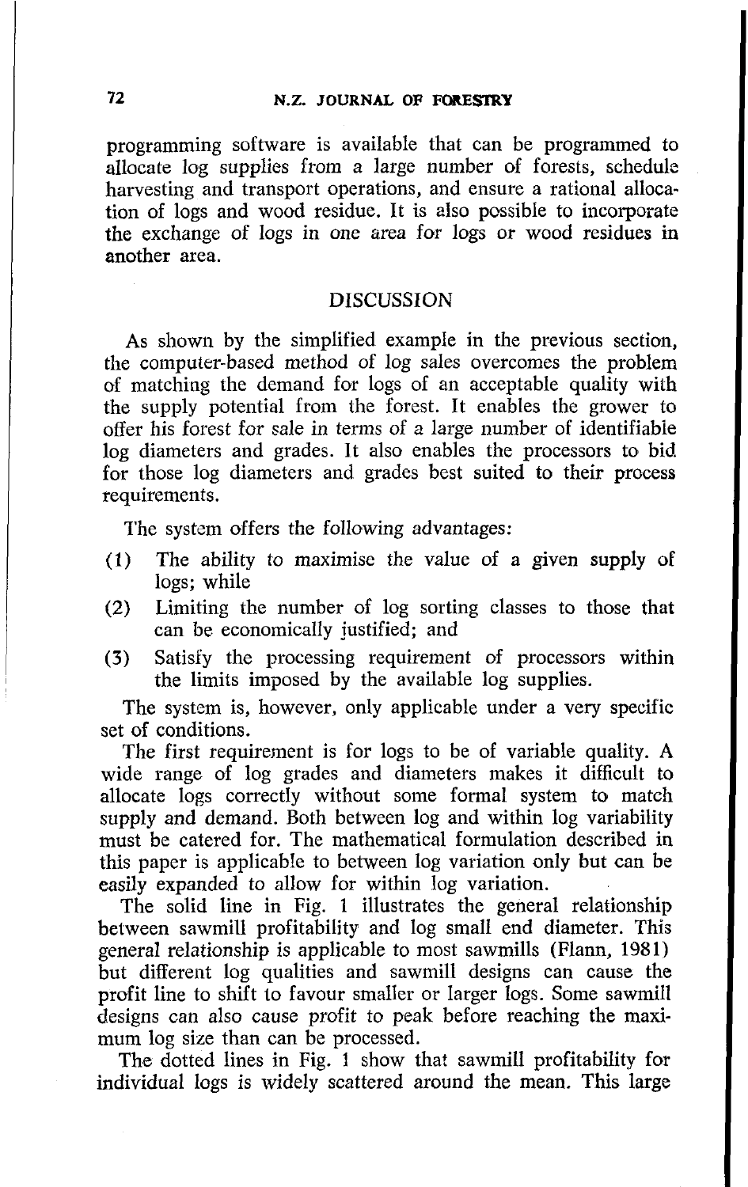programming software is available that can be programmed to allocate log supplies from a large number of forests, schedule harvesting and transport operations, and ensure a rational allocation of logs and wood residue. It is also possible to incorporate the exchange of logs in one area for logs or wood residues in another area.

## DISCUSSION

As shown by the simplified example in the previous section, the computer-based method of log sales overcomes the problem of matching the demand for logs of an acceptable quality with the supply potential from the forest. It enables the grower to offer his forest for sale in terms of a large number of identifiable log diameters and grades. It also enables the processors to bid for those log diameters and grades best suited to their process requirements.

The system offers the following advantages:

(1) The ability to maximise the value of a given supply of logs; while

(2) Limiting the number of log sorting classes to those that can be economically justified; and

(3) Satisfy the processing requirement of processors within the limits imposed by the available log supplies.

The system is, however, only applicable under a very specific set of conditions.

The first requirement is for logs to be of variable quality. A wide range of log grades and diameters makes it difficult to allocate logs correctly without some formal system to match supply and demand. Both between log and within log variability must be catered for. The mathematical formulation described in this paper is applicable to between log variation only but can be easily expanded to allow for within log variation.

The solid line in Fig. 1 illustrates the general relationship between sawmill profitability and log small end diameter. This general relationship is applicable to most sawmills (Flann, 1981) but different log qualities and sawmill designs can cause the profit line to shift to favour smaller or larger logs. Some sawmill designs can also cause profit to peak before reaching the maximum log size than can be processed.

The dotted lines in Fig. 1 show that sawmill profitability for individual logs is widely scattered around the mean. This large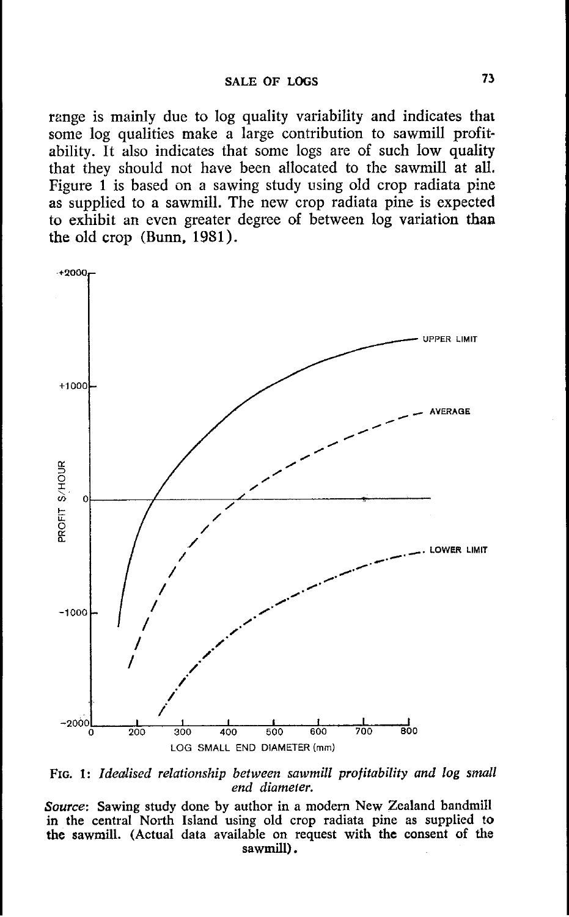range is mainly due to log quality variability and indicates that some log qualities make a large contribution to sawmill profitability. It also indicates that some logs are of such low quality that they should not have been allocated to the sawmill at all. Figure 1 is based on a sawing study using old crop radiata pine as supplied to a sawmill. The new crop radiata pine is expected to exhibit an even greater degree of between log variation than the old crop (Bunn, 1981).

FIG. 1: *Idealised relationship between sawmill profitability and log small end diameter.*

*Source*: Sawing study done by author in a modern New Zealand bandmill in the central North Island using old crop radiata pine as supplied to the sawmill. (Actual data available on request with the consent of the sawmill).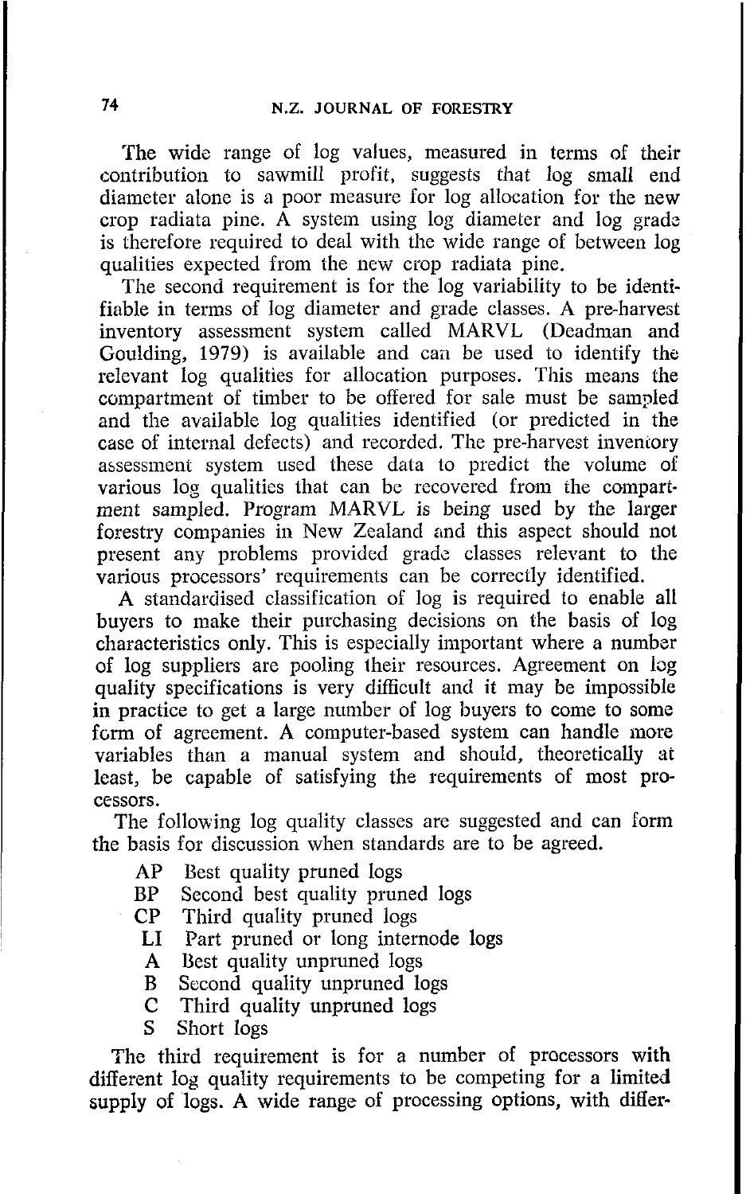The wide range of log values, measured in terms of their contribution to sawmill profit, suggests that log small end diameter alone is a poor measure for log allocation for the new crop radiata pine. A system using log diameter and log grade is therefore required to deal with the wide range of between log qualities expected from the new crop radiata pine.

The second requirement is for the log variability to be identifiable in terms of log diameter and grade classes. A pre-harvest inventory assessment system called MARVL (Deadman and Goulding, 1979) is available and can be used to identify the relevant log qualities for allocation purposes. This means the compartment of timber to be offered for sale must be sampled and the available log qualities identified (or predicted in the case of internal defects) and recorded. The pre-harvest inventory assessment system used these data to predict the volume of various log qualities that can be recovered from the compartment sampled. Program MARVL is being used by the larger forestry companies in New Zealand and this aspect should not present any problems provided grade classes relevant to the various processors' requirements can be correctly identified.

A standardised classification of log is required to enable all buyers to make their purchasing decisions on the basis of log characteristics only. This is especially important where a number of log suppliers are pooling their resources. Agreement on log quality specifications is very difficult and it may be impossible in practice to get a large number of log buyers to come to some form of agreement. A computer-based system can handle more variables than a manual system and should, theoretically at least, be capable of satisfying the requirements of most processors.

The following log quality classes are suggested and can form the basis for discussion when standards are to be agreed.

- AP Best quality pruned logs
- BP Second best quality pruned logs
- CP Third quality pruned logs
- LI Part pruned or long internode logs
- A Best quality unpruned logs
- B Second quality unpruned logs
- C Third quality unpruned logs
- S Short logs

The third requirement is for a number of processors with different log quality requirements to be competing for a limited supply of logs. A wide range of processing options, with differ-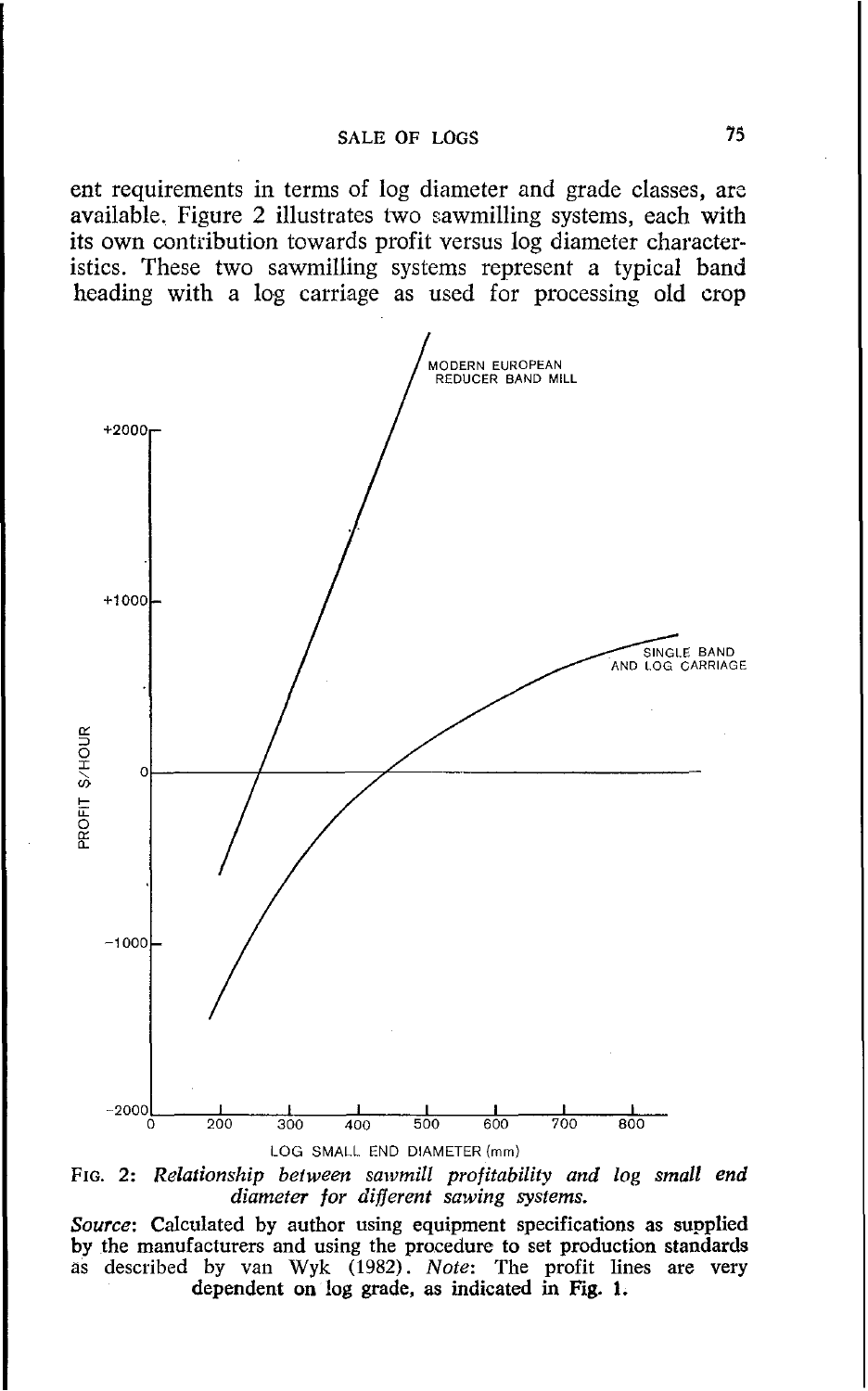ent requirements in terms of log diameter and grade classes, are available. Figure 2 illustrates two sawmilling systems, each with its own contribution towards profit versus log diameter characteristics. These two sawmilling systems represent a typical band heading with a log carriage as used for processing old crop

FIG. 2: *Relationship between sawmill profitability and log small end diameter for different sawing systems.*

*Source*: Calculated by author using equipment specifications as supplied by the manufacturers and using the procedure to set production standards as described by van Wyk (1982). *Note*: The profit lines are very dependent on log grade, as indicated in Fig. 1.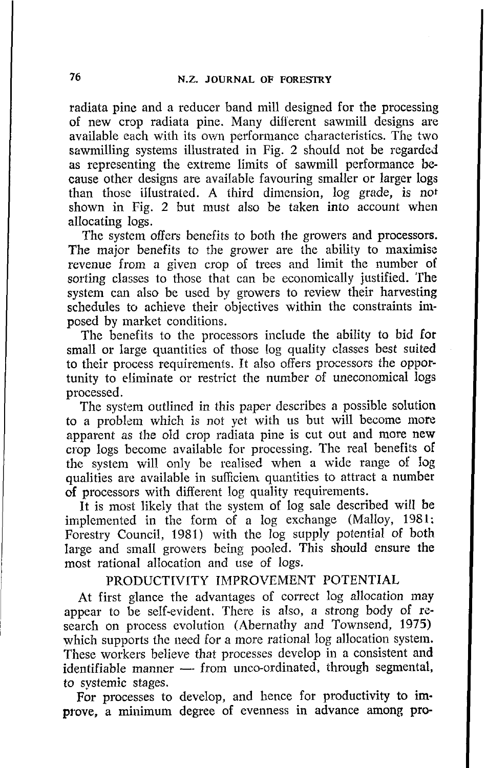radiata pine and a reducer band mill designed for the processing of new crop radiata pine. Many different sawmill designs are available each with its own performance characteristics. The two sawmilling systems illustrated in Fig. 2 should not be regarded as representing the extreme limits of sawmill performance because other designs are available favouring smaller or larger logs than those illustrated. A third dimension, log grade, is not shown in Fig. 2 but must also be taken into account when allocating logs.

The system offers benefits to both the growers and processors. The major benefits to the grower are the ability to maximise revenue from a given crop of trees and limit the number of sorting classes to those that can be economically justified. The system can also be used by growers to review their harvesting schedules to achieve their objectives within the constraints imposed by market conditions.

The benefits to the processors include the ability to bid for small or large quantities of those log quality classes best suited to their process requirements. It also offers processors the opportunity to eliminate or restrict the number of uneconomical logs processed.

The system outlined in this paper describes a possible solution to a problem which is not yet with us but will become more apparent as the old crop radiata pine is cut out and more new crop logs become available for processing. The real benefits of the system will only be realised when a wide range of log qualities are available in sufficient quantities to attract a number of processors with different log quality requirements.

It is most likely that the system of log sale described will be implemented in the form of a log exchange (Malloy, 1981; Forestry Council, 1981) with the log supply potential of both large and small growers being pooled. This should ensure the most rational allocation and use of logs.

## PRODUCTIVITY IMPROVEMENT POTENTIAL

At first glance the advantages of correct log allocation may appear to be self-evident. There is also, a strong body of research on process evolution (Abernathy and Townsend, 1975) which supports the need for a more rational log allocation system. These workers believe that processes develop in a consistent and identifiable manner — from unco-ordinated, through segmental, to systemic stages.

For processes to develop, and hence for productivity to improve, a minimum degree of evenness in advance among pro-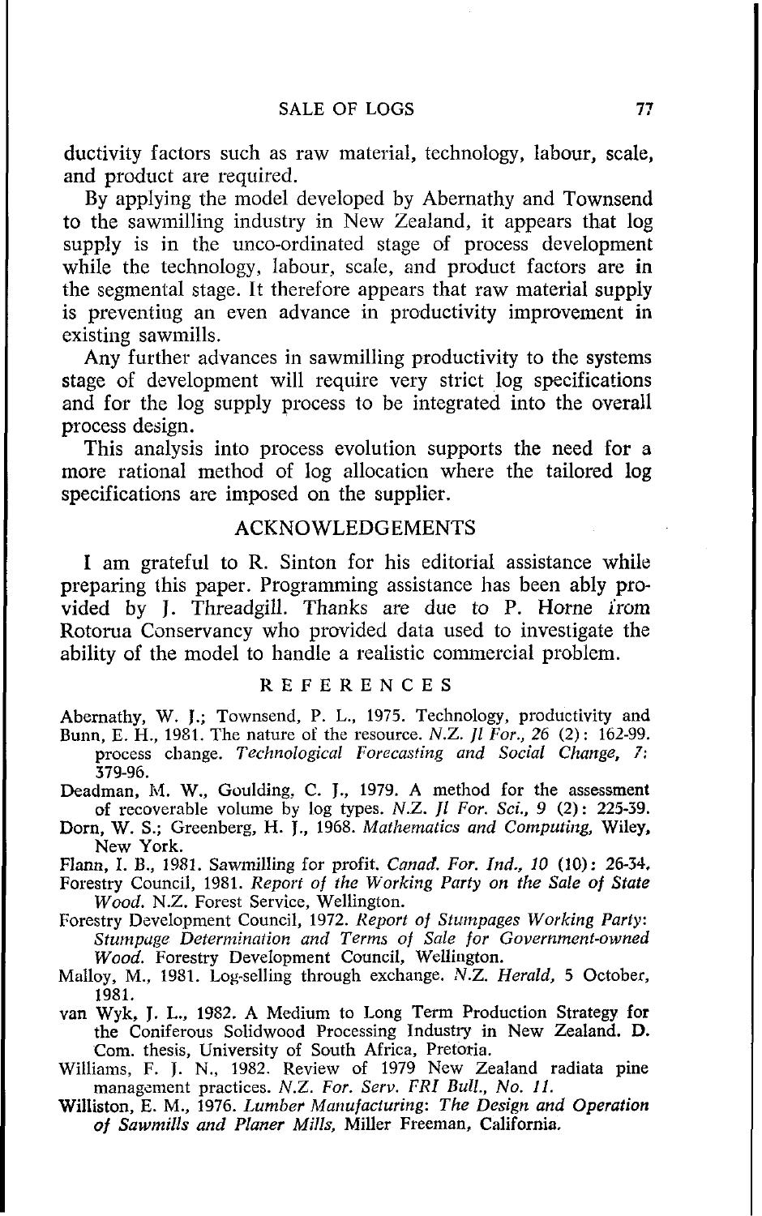ductivity factors such as raw material, technology, labour, scale, and product are required.

By applying the model developed by Abernathy and Townsend to the sawmilling industry in New Zealand, it appears that log supply is in the unco-ordinated stage of process development while the technology, labour, scale, and product factors are in the segmental stage. It therefore appears that raw material supply is preventing an even advance in productivity improvement in existing sawmills.

Any further advances in sawmilling productivity to the systems stage of development will require very strict log specifications and for the log supply process to be integrated into the overall process design.

This analysis into process evolution supports the need for a more rational method of log allocation where the tailored log specifications are imposed on the supplier.

## ACKNOWLEDGEMENTS

I am grateful to R. Sinton for his editorial assistance while preparing this paper. Programming assistance has been ably provided by J. Threadgill. Thanks are due to P. Horne from Rotorua Conservancy who provided data used to investigate the ability of the model to handle a realistic commercial problem.

## REFERENCES

Abernathy, W. J.; Townsend, P. L., 1975. Technology, productivity and process change. *Technological Forecasting and Social Change, 7*: 379-96.

Bunn, E. H., 1981. The nature of the resource. *N.Z. Jl For., 26* (2): 162-99.

Deadman, M. W., Goulding, C. J., 1979. A method for the assessment of recoverable volume by log types. *N.Z. Jl For. Sci., 9* (2): 225-39.

Dorn, W. S.; Greenberg, H. J., 1968. *Mathematics and Computing*, Wiley, New York.

Flann, I. B., 1981. Sawmilling for profit. *Canad. For. Ind., 10* (10): 26-34.

Forestry Council, 1981. *Report of the Working Party on the Sale of State Wood.* N.Z. Forest Service, Wellington.

Forestry Development Council, 1972. *Report of Stumpages Working Party: Stumpage Determination and Terms of Sale for Government-owned Wood.* Forestry Development Council, Wellington.

Malloy, M., 1981. Log-selling through exchange. *N.Z. Herald*, 5 October, 1981.

van Wyk, J. L., 1982. A Medium to Long Term Production Strategy for the Coniferous Solidwood Processing Industry in New Zealand. D. Com. thesis, University of South Africa, Pretoria.

Williams, F. J. N., 1982. Review of 1979 New Zealand radiata pine management practices. *N.Z. For. Serv. FRI Bull., No. 11.*

Williston, E. M., 1976. *Lumber Manufacturing: The Design and Operation of Sawmills and Planer Mills*, Miller Freeman, California.